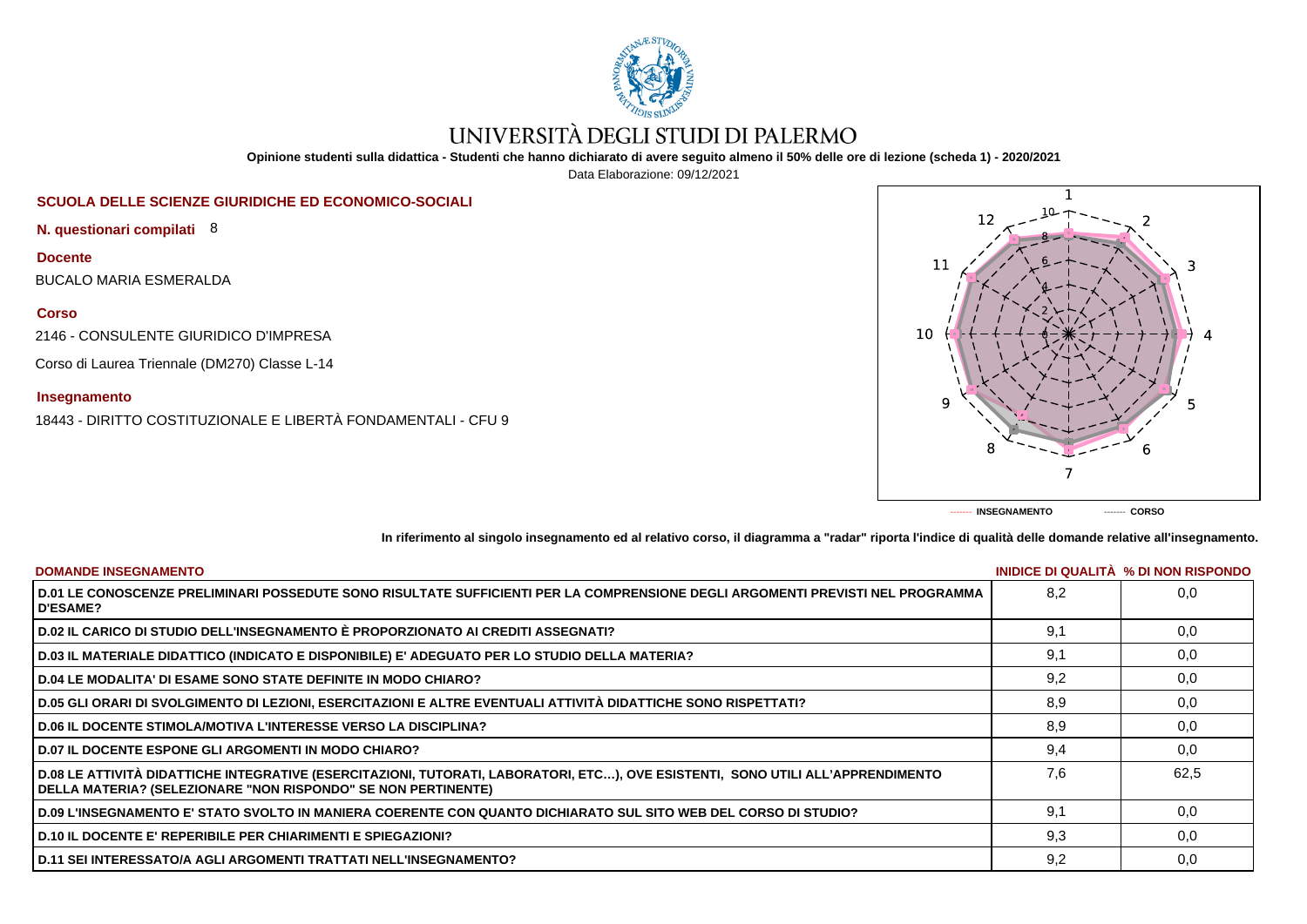# UNIVERSITÀ DEGLI STUDI DI PALERMO

**Opinione studenti sulla didattica - Studenti che hanno dichiarato di avere seguito almeno il 50% delle ore di lezione (scheda 1) - 2020/2021**

Data Elaborazione: 09/12/2021

**SCUOLA DELLE SCIENZE GIURIDICHE ED ECONOMICO-SOCIALI**

**N. questionari compilati** 8

**Docente**

BUCALO MARIA ESMERALDA

**Corso**

2146 - CONSULENTE GIURIDICO D'IMPRESA

Corso di Laurea Triennale (DM270) Classe L-14

**Insegnamento**

18443 - DIRITTO COSTITUZIONALE E LIBERTÀ FONDAMENTALI - CFU 9

------- INSEGNAMENTO ------- CORSO

**In riferimento al singolo insegnamento ed al relativo corso, il diagramma a "radar" riporta l'indice di qualità delle domande relative all'insegnamento.**

| DOMANDE INSEGNAMENTO | INIDICE DI QUALITÀ | % DI NON RISPONDO |
|---|---|---|
| D.01 LE CONOSCENZE PRELIMINARI POSSEDUTE SONO RISULTATE SUFFICIENTI PER LA COMPRENSIONE DEGLI ARGOMENTI PREVISTI NEL PROGRAMMA D'ESAME? | 8,2 | 0,0 |
| D.02 IL CARICO DI STUDIO DELL'INSEGNAMENTO È PROPORZIONATO AI CREDITI ASSEGNATI? | 9,1 | 0,0 |
| D.03 IL MATERIALE DIDATTICO (INDICATO E DISPONIBILE) E' ADEGUATO PER LO STUDIO DELLA MATERIA? | 9,1 | 0,0 |
| D.04 LE MODALITA' DI ESAME SONO STATE DEFINITE IN MODO CHIARO? | 9,2 | 0,0 |
| D.05 GLI ORARI DI SVOLGIMENTO DI LEZIONI, ESERCITAZIONI E ALTRE EVENTUALI ATTIVITÀ DIDATTICHE SONO RISPETTATI? | 8,9 | 0,0 |
| D.06 IL DOCENTE STIMOLA/MOTIVA L'INTERESSE VERSO LA DISCIPLINA? | 8,9 | 0,0 |
| D.07 IL DOCENTE ESPONE GLI ARGOMENTI IN MODO CHIARO? | 9,4 | 0,0 |
| D.08 LE ATTIVITÀ DIDATTICHE INTEGRATIVE (ESERCITAZIONI, TUTORATI, LABORATORI, ETC…), OVE ESISTENTI, SONO UTILI ALL'APPRENDIMENTO DELLA MATERIA? (SELEZIONARE "NON RISPONDO" SE NON PERTINENTE) | 7,6 | 62,5 |
| D.09 L'INSEGNAMENTO E' STATO SVOLTO IN MANIERA COERENTE CON QUANTO DICHIARATO SUL SITO WEB DEL CORSO DI STUDIO? | 9,1 | 0,0 |
| D.10 IL DOCENTE E' REPERIBILE PER CHIARIMENTI E SPIEGAZIONI? | 9,3 | 0,0 |
| D.11 SEI INTERESSATO/A AGLI ARGOMENTI TRATTATI NELL'INSEGNAMENTO? | 9,2 | 0,0 |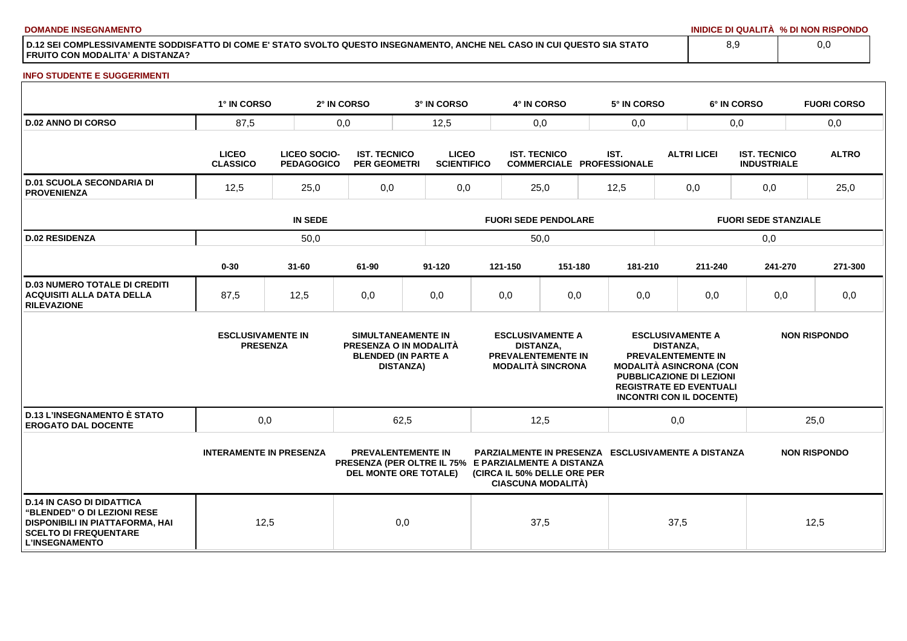**DOMANDE INSEGNAMENTO**

| | INIDICE DI QUALITÀ | % DI NON RISPONDO |
|---|---|---|
| D.12 SEI COMPLESSIVAMENTE SODDISFATTO DI COME E' STATO SVOLTO QUESTO INSEGNAMENTO, ANCHE NEL CASO IN CUI QUESTO SIA STATO FRUITO CON MODALITA' A DISTANZA? | 8,9 | 0,0 |

**INFO STUDENTE E SUGGERIMENTI**

| | 1° IN CORSO | 2° IN CORSO | 3° IN CORSO | 4° IN CORSO | 5° IN CORSO | 6° IN CORSO | FUORI CORSO |
|---|---|---|---|---|---|---|---|
| D.02 ANNO DI CORSO | 87,5 | 0,0 | 12,5 | 0,0 | 0,0 | 0,0 | 0,0 |

| | LICEO CLASSICO | LICEO SOCIO-PEDAGOGICO | IST. TECNICO PER GEOMETRI | LICEO SCIENTIFICO | IST. TECNICO COMMERCIALE | IST. PROFESSIONALE | ALTRI LICEI | IST. TECNICO INDUSTRIALE | ALTRO |
|---|---|---|---|---|---|---|---|---|---|
| D.01 SCUOLA SECONDARIA DI PROVENIENZA | 12,5 | 25,0 | 0,0 | 0,0 | 25,0 | 12,5 | 0,0 | 0,0 | 25,0 |

| | IN SEDE | FUORI SEDE PENDOLARE | FUORI SEDE STANZIALE |
|---|---|---|---|
| D.02 RESIDENZA | 50,0 | 50,0 | 0,0 |

| | 0-30 | 31-60 | 61-90 | 91-120 | 121-150 | 151-180 | 181-210 | 211-240 | 241-270 | 271-300 |
|---|---|---|---|---|---|---|---|---|---|---|
| D.03 NUMERO TOTALE DI CREDITI ACQUISITI ALLA DATA DELLA RILEVAZIONE | 87,5 | 12,5 | 0,0 | 0,0 | 0,0 | 0,0 | 0,0 | 0,0 | 0,0 | 0,0 |

| | ESCLUSIVAMENTE IN PRESENZA | SIMULTANEAMENTE IN PRESENZA O IN MODALITÀ BLENDED (IN PARTE A DISTANZA) | ESCLUSIVAMENTE A DISTANZA, PREVALENTEMENTE IN MODALITÀ SINCRONA | ESCLUSIVAMENTE A DISTANZA, PREVALENTEMENTE IN MODALITÀ ASINCRONA (CON PUBBLICAZIONE DI LEZIONI REGISTRATE ED EVENTUALI INCONTRI CON IL DOCENTE) | NON RISPONDO |
|---|---|---|---|---|---|
| D.13 L'INSEGNAMENTO È STATO EROGATO DAL DOCENTE | 0,0 | 62,5 | 12,5 | 0,0 | 25,0 |

| | INTERAMENTE IN PRESENZA | PREVALENTEMENTE IN PRESENZA (PER OLTRE IL 75% DEL MONTE ORE TOTALE) | PARZIALMENTE IN PRESENZA E PARZIALMENTE A DISTANZA (CIRCA IL 50% DELLE ORE PER CIASCUNA MODALITÀ) | ESCLUSIVAMENTE A DISTANZA | NON RISPONDO |
|---|---|---|---|---|---|
| D.14 IN CASO DI DIDATTICA "BLENDED" O DI LEZIONI RESE DISPONIBILI IN PIATTAFORMA, HAI SCELTO DI FREQUENTARE L'INSEGNAMENTO | 12,5 | 0,0 | 37,5 | 37,5 | 12,5 |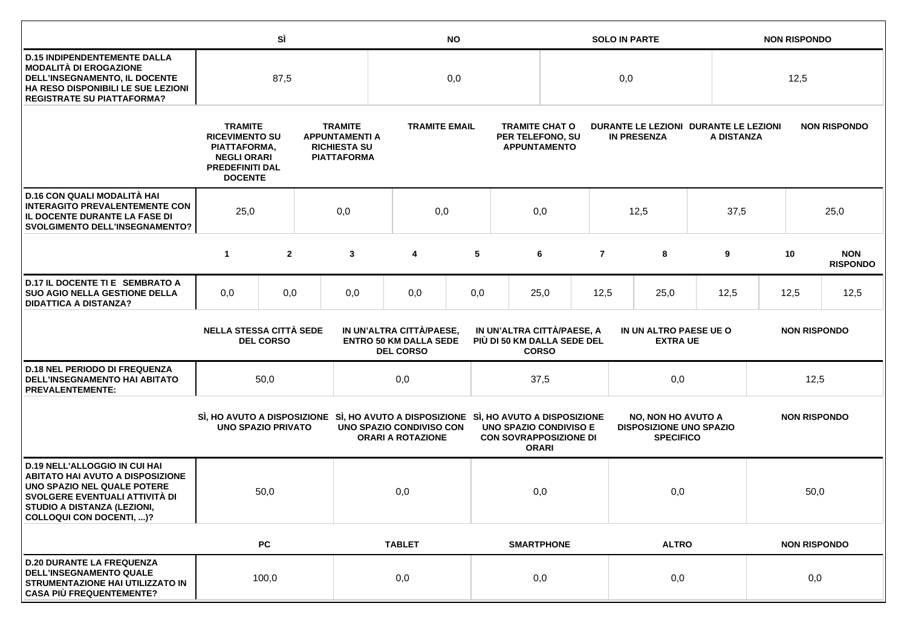| | SÌ | NO | SOLO IN PARTE | NON RISPONDO |
|---|---|---|---|---|
| **D.15 INDIPENDENTEMENTE DALLA MODALITÀ DI EROGAZIONE DELL'INSEGNAMENTO, IL DOCENTE HA RESO DISPONIBILI LE SUE LEZIONI REGISTRATE SU PIATTAFORMA?** | 87,5 | 0,0 | 0,0 | 12,5 |

| | TRAMITE RICEVIMENTO SU PIATTAFORMA, NEGLI ORARI PREDEFINITI DAL DOCENTE | TRAMITE APPUNTAMENTI A RICHIESTA SU PIATTAFORMA | TRAMITE EMAIL | TRAMITE CHAT O PER TELEFONO, SU APPUNTAMENTO | DURANTE LE LEZIONI IN PRESENZA | DURANTE LE LEZIONI A DISTANZA | NON RISPONDO |
|---|---|---|---|---|---|---|---|
| **D.16 CON QUALI MODALITÀ HAI INTERAGITO PREVALENTEMENTE CON IL DOCENTE DURANTE LA FASE DI SVOLGIMENTO DELL'INSEGNAMENTO?** | 25,0 | 0,0 | 0,0 | 0,0 | 12,5 | 37,5 | 25,0 |

| | 1 | 2 | 3 | 4 | 5 | 6 | 7 | 8 | 9 | 10 | NON RISPONDO |
|---|---|---|---|---|---|---|---|---|---|---|---|
| **D.17 IL DOCENTE TI E SEMBRATO A SUO AGIO NELLA GESTIONE DELLA DIDATTICA A DISTANZA?** | 0,0 | 0,0 | 0,0 | 0,0 | 0,0 | 25,0 | 12,5 | 25,0 | 12,5 | 12,5 | 12,5 |

| | NELLA STESSA CITTÀ SEDE DEL CORSO | IN UN'ALTRA CITTÀ/PAESE, ENTRO 50 KM DALLA SEDE DEL CORSO | IN UN'ALTRA CITTÀ/PAESE, A PIÙ DI 50 KM DALLA SEDE DEL CORSO | IN UN ALTRO PAESE UE O EXTRA UE | NON RISPONDO |
|---|---|---|---|---|---|
| **D.18 NEL PERIODO DI FREQUENZA DELL'INSEGNAMENTO HAI ABITATO PREVALENTEMENTE:** | 50,0 | 0,0 | 37,5 | 0,0 | 12,5 |

| | SÌ, HO AVUTO A DISPOSIZIONE UNO SPAZIO PRIVATO | SÌ, HO AVUTO A DISPOSIZIONE UNO SPAZIO CONDIVISO CON ORARI A ROTAZIONE | SÌ, HO AVUTO A DISPOSIZIONE UNO SPAZIO CONDIVISO E CON SOVRAPPOSIZIONE DI ORARI | NO, NON HO AVUTO A DISPOSIZIONE UNO SPAZIO SPECIFICO | NON RISPONDO |
|---|---|---|---|---|---|
| **D.19 NELL'ALLOGGIO IN CUI HAI ABITATO HAI AVUTO A DISPOSIZIONE UNO SPAZIO NEL QUALE POTERE SVOLGERE EVENTUALI ATTIVITÀ DI STUDIO A DISTANZA (LEZIONI, COLLOQUI CON DOCENTI, ...)?** | 50,0 | 0,0 | 0,0 | 0,0 | 50,0 |

| | PC | TABLET | SMARTPHONE | ALTRO | NON RISPONDO |
|---|---|---|---|---|---|
| **D.20 DURANTE LA FREQUENZA DELL'INSEGNAMENTO QUALE STRUMENTAZIONE HAI UTILIZZATO IN CASA PIÙ FREQUENTEMENTE?** | 100,0 | 0,0 | 0,0 | 0,0 | 0,0 |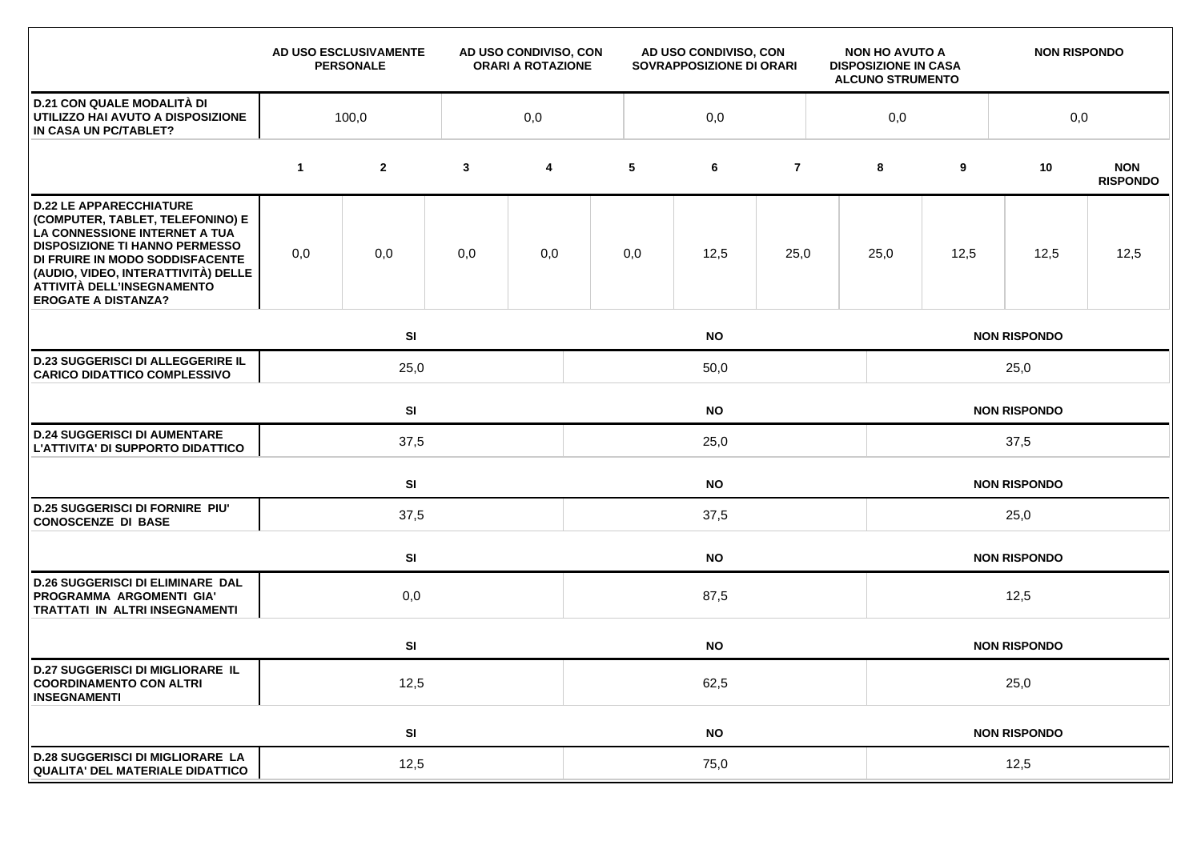| | AD USO ESCLUSIVAMENTE PERSONALE | AD USO CONDIVISO, CON ORARI A ROTAZIONE | AD USO CONDIVISO, CON SOVRAPPOSIZIONE DI ORARI | NON HO AVUTO A DISPOSIZIONE IN CASA ALCUNO STRUMENTO | NON RISPONDO |
|---|---|---|---|---|---|
| **D.21 CON QUALE MODALITÀ DI UTILIZZO HAI AVUTO A DISPOSIZIONE IN CASA UN PC/TABLET?** | 100,0 | 0,0 | 0,0 | 0,0 | 0,0 |

| | 1 | 2 | 3 | 4 | 5 | 6 | 7 | 8 | 9 | 10 | NON RISPONDO |
|---|---|---|---|---|---|---|---|---|---|---|---|
| **D.22 LE APPARECCHIATURE (COMPUTER, TABLET, TELEFONINO) E LA CONNESSIONE INTERNET A TUA DISPOSIZIONE TI HANNO PERMESSO DI FRUIRE IN MODO SODDISFACENTE (AUDIO, VIDEO, INTERATTIVITÀ) DELLE ATTIVITÀ DELL'INSEGNAMENTO EROGATE A DISTANZA?** | 0,0 | 0,0 | 0,0 | 0,0 | 0,0 | 12,5 | 25,0 | 25,0 | 12,5 | 12,5 | 12,5 |

| | SI | NO | NON RISPONDO |
|---|---|---|---|
| **D.23 SUGGERISCI DI ALLEGGERIRE IL CARICO DIDATTICO COMPLESSIVO** | 25,0 | 50,0 | 25,0 |
| **D.24 SUGGERISCI DI AUMENTARE L'ATTIVITA' DI SUPPORTO DIDATTICO** | 37,5 | 25,0 | 37,5 |
| **D.25 SUGGERISCI DI FORNIRE PIU' CONOSCENZE DI BASE** | 37,5 | 37,5 | 25,0 |
| **D.26 SUGGERISCI DI ELIMINARE DAL PROGRAMMA ARGOMENTI GIA' TRATTATI IN ALTRI INSEGNAMENTI** | 0,0 | 87,5 | 12,5 |
| **D.27 SUGGERISCI DI MIGLIORARE IL COORDINAMENTO CON ALTRI INSEGNAMENTI** | 12,5 | 62,5 | 25,0 |
| **D.28 SUGGERISCI DI MIGLIORARE LA QUALITA' DEL MATERIALE DIDATTICO** | 12,5 | 75,0 | 12,5 |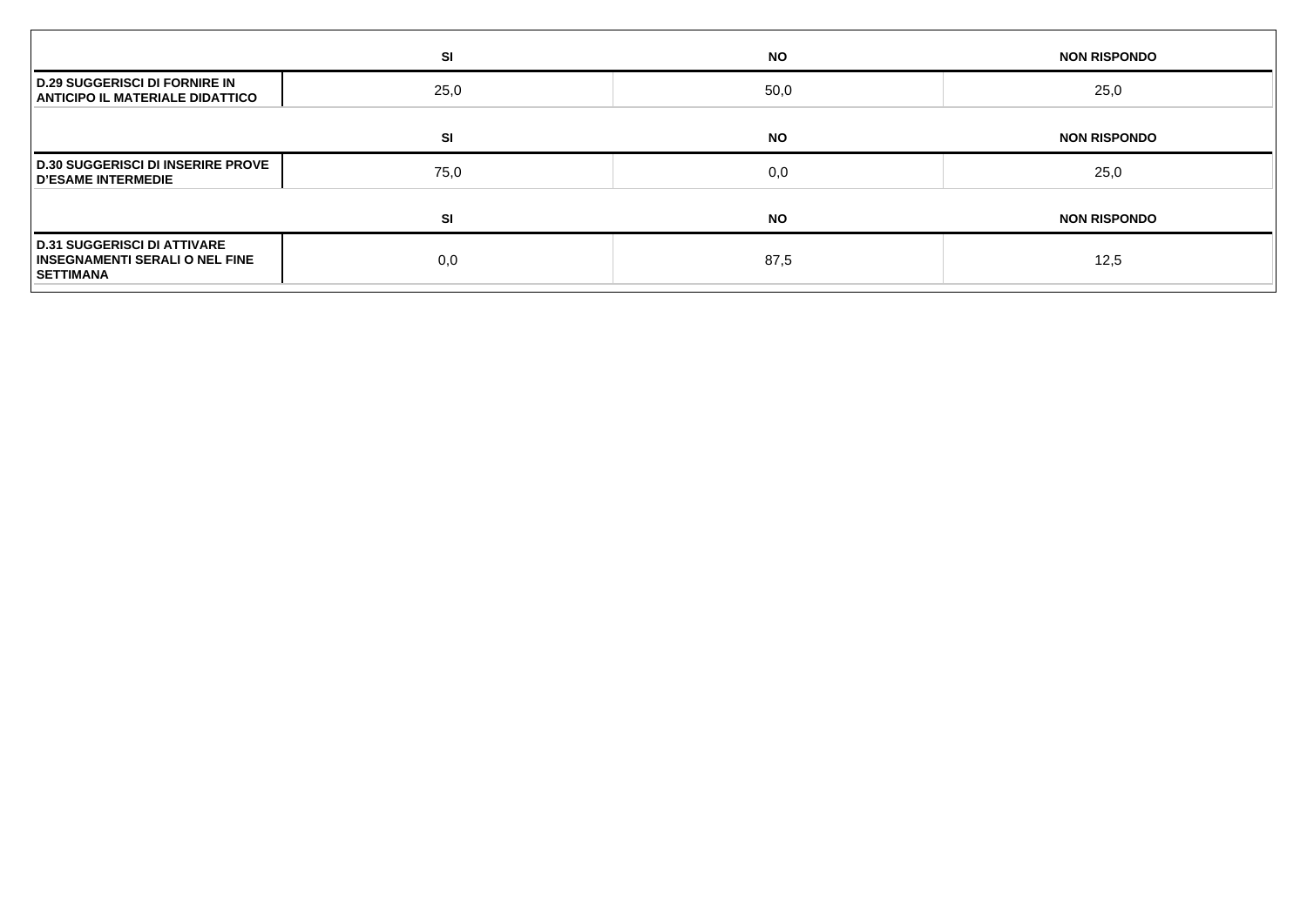| | SI | NO | NON RISPONDO |
|---|---|---|---|
| **D.29 SUGGERISCI DI FORNIRE IN ANTICIPO IL MATERIALE DIDATTICO** | 25,0 | 50,0 | 25,0 |

| | SI | NO | NON RISPONDO |
|---|---|---|---|
| **D.30 SUGGERISCI DI INSERIRE PROVE D'ESAME INTERMEDIE** | 75,0 | 0,0 | 25,0 |

| | SI | NO | NON RISPONDO |
|---|---|---|---|
| **D.31 SUGGERISCI DI ATTIVARE INSEGNAMENTI SERALI O NEL FINE SETTIMANA** | 0,0 | 87,5 | 12,5 |